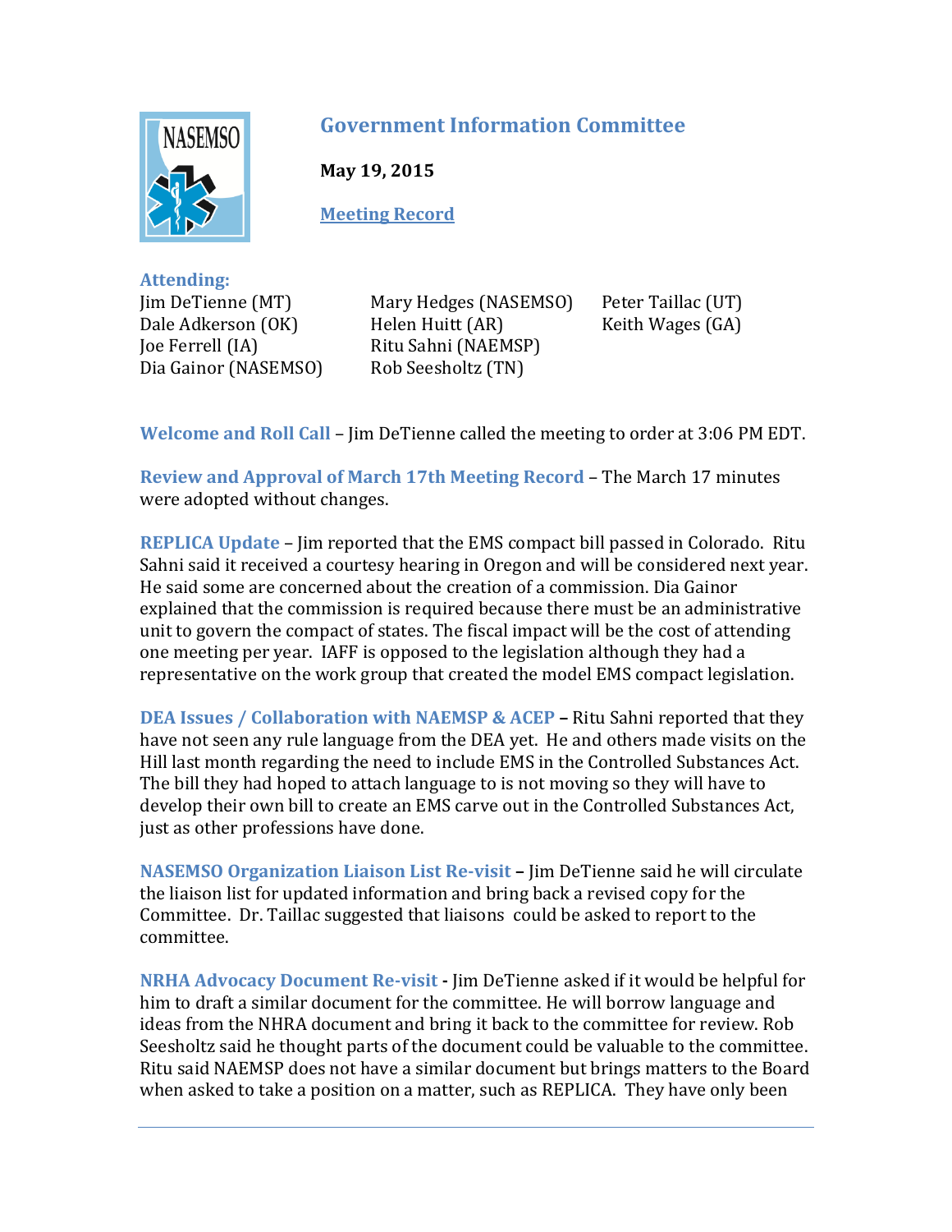# Government Information Committee

**May 19, 2015**

**Meeting Record**

**Attending:**

Jim DeTienne (MT)
Dale Adkerson (OK)
Joe Ferrell (IA)
Dia Gainor (NASEMSO)
Mary Hedges (NASEMSO)
Helen Huitt (AR)
Ritu Sahni (NAEMSP)
Rob Seesholtz (TN)
Peter Taillac (UT)
Keith Wages (GA)

**Welcome and Roll Call** – Jim DeTienne called the meeting to order at 3:06 PM EDT.

**Review and Approval of March 17th Meeting Record** – The March 17 minutes were adopted without changes.

**REPLICA Update** – Jim reported that the EMS compact bill passed in Colorado. Ritu Sahni said it received a courtesy hearing in Oregon and will be considered next year. He said some are concerned about the creation of a commission. Dia Gainor explained that the commission is required because there must be an administrative unit to govern the compact of states. The fiscal impact will be the cost of attending one meeting per year. IAFF is opposed to the legislation although they had a representative on the work group that created the model EMS compact legislation.

**DEA Issues / Collaboration with NAEMSP & ACEP** – Ritu Sahni reported that they have not seen any rule language from the DEA yet. He and others made visits on the Hill last month regarding the need to include EMS in the Controlled Substances Act. The bill they had hoped to attach language to is not moving so they will have to develop their own bill to create an EMS carve out in the Controlled Substances Act, just as other professions have done.

**NASEMSO Organization Liaison List Re-visit** – Jim DeTienne said he will circulate the liaison list for updated information and bring back a revised copy for the Committee. Dr. Taillac suggested that liaisons could be asked to report to the committee.

**NRHA Advocacy Document Re-visit** - Jim DeTienne asked if it would be helpful for him to draft a similar document for the committee. He will borrow language and ideas from the NHRA document and bring it back to the committee for review. Rob Seesholtz said he thought parts of the document could be valuable to the committee. Ritu said NAEMSP does not have a similar document but brings matters to the Board when asked to take a position on a matter, such as REPLICA. They have only been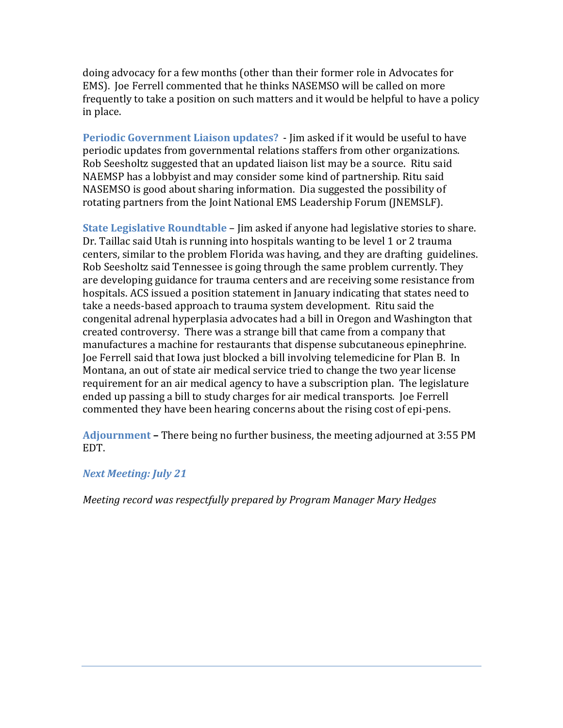doing advocacy for a few months (other than their former role in Advocates for EMS). Joe Ferrell commented that he thinks NASEMSO will be called on more frequently to take a position on such matters and it would be helpful to have a policy in place.

**Periodic Government Liaison updates?** - Jim asked if it would be useful to have periodic updates from governmental relations staffers from other organizations. Rob Seesholtz suggested that an updated liaison list may be a source. Ritu said NAEMSP has a lobbyist and may consider some kind of partnership. Ritu said NASEMSO is good about sharing information. Dia suggested the possibility of rotating partners from the Joint National EMS Leadership Forum (JNEMSLF).

**State Legislative Roundtable** – Jim asked if anyone had legislative stories to share. Dr. Taillac said Utah is running into hospitals wanting to be level 1 or 2 trauma centers, similar to the problem Florida was having, and they are drafting guidelines. Rob Seesholtz said Tennessee is going through the same problem currently. They are developing guidance for trauma centers and are receiving some resistance from hospitals. ACS issued a position statement in January indicating that states need to take a needs-based approach to trauma system development. Ritu said the congenital adrenal hyperplasia advocates had a bill in Oregon and Washington that created controversy. There was a strange bill that came from a company that manufactures a machine for restaurants that dispense subcutaneous epinephrine. Joe Ferrell said that Iowa just blocked a bill involving telemedicine for Plan B. In Montana, an out of state air medical service tried to change the two year license requirement for an air medical agency to have a subscription plan. The legislature ended up passing a bill to study charges for air medical transports. Joe Ferrell commented they have been hearing concerns about the rising cost of epi-pens.

**Adjournment** – There being no further business, the meeting adjourned at 3:55 PM EDT.

***Next Meeting: July 21***

*Meeting record was respectfully prepared by Program Manager Mary Hedges*